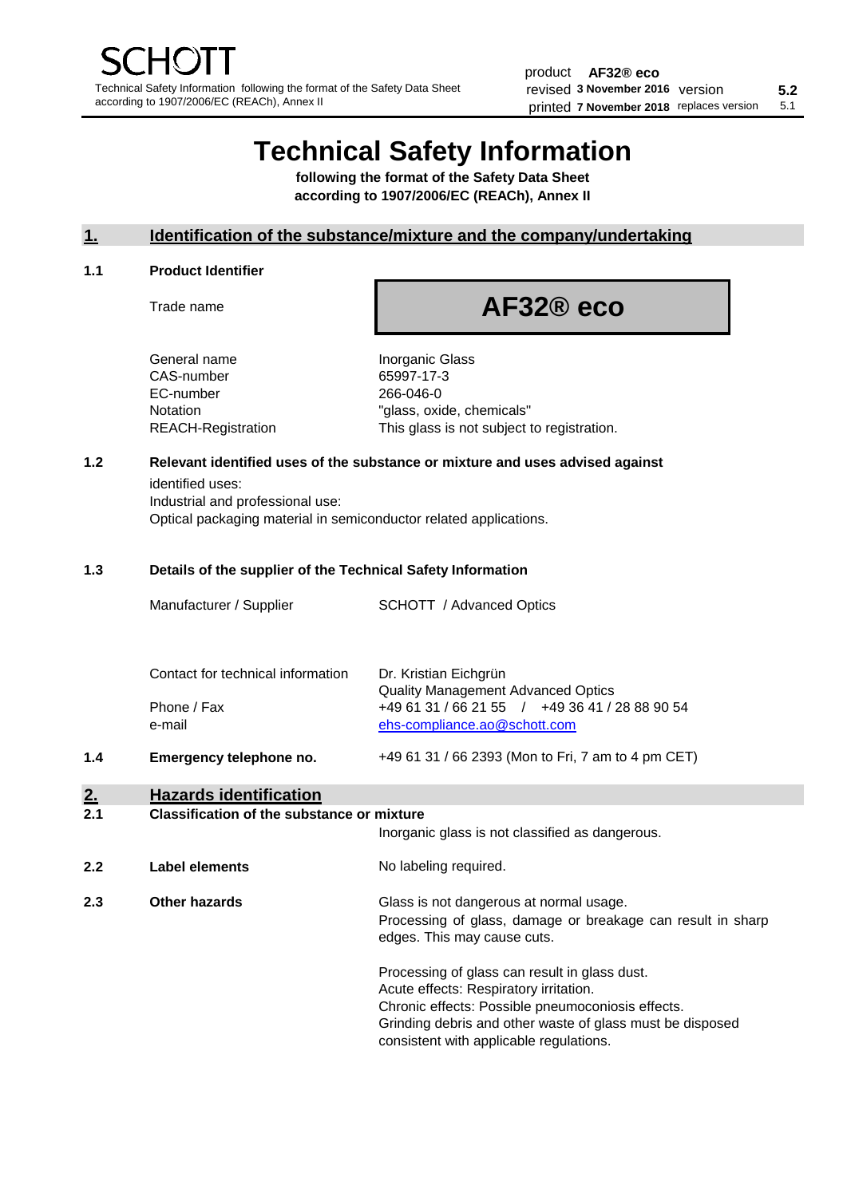product **AF32® eco**
revised **3 November 2016** version **5.2**
printed **7 November 2018** replaces version 5.1

# Technical Safety Information

**following the format of the Safety Data Sheet according to 1907/2006/EC (REACh), Annex II**

## 1. Identification of the substance/mixture and the company/undertaking

### 1.1 Product Identifier

| | |
|---|---|
| Trade name | **AF32® eco** |
| General name | Inorganic Glass |
| CAS-number | 65997-17-3 |
| EC-number | 266-046-0 |
| Notation | "glass, oxide, chemicals" |
| REACH-Registration | This glass is not subject to registration. |

### 1.2 Relevant identified uses of the substance or mixture and uses advised against

identified uses:
Industrial and professional use:
Optical packaging material in semiconductor related applications.

### 1.3 Details of the supplier of the Technical Safety Information

| | |
|---|---|
| Manufacturer / Supplier | SCHOTT / Advanced Optics |
| Contact for technical information | Dr. Kristian Eichgrün<br>Quality Management Advanced Optics |
| Phone / Fax | +49 61 31 / 66 21 55 / +49 36 41 / 28 88 90 54 |
| e-mail | ehs-compliance.ao@schott.com |

### 1.4 Emergency telephone no.

+49 61 31 / 66 2393 (Mon to Fri, 7 am to 4 pm CET)

## 2. Hazards identification

### 2.1 Classification of the substance or mixture

Inorganic glass is not classified as dangerous.

### 2.2 Label elements

No labeling required.

### 2.3 Other hazards

Glass is not dangerous at normal usage.
Processing of glass, damage or breakage can result in sharp edges. This may cause cuts.

Processing of glass can result in glass dust.
Acute effects: Respiratory irritation.
Chronic effects: Possible pneumoconiosis effects.
Grinding debris and other waste of glass must be disposed consistent with applicable regulations.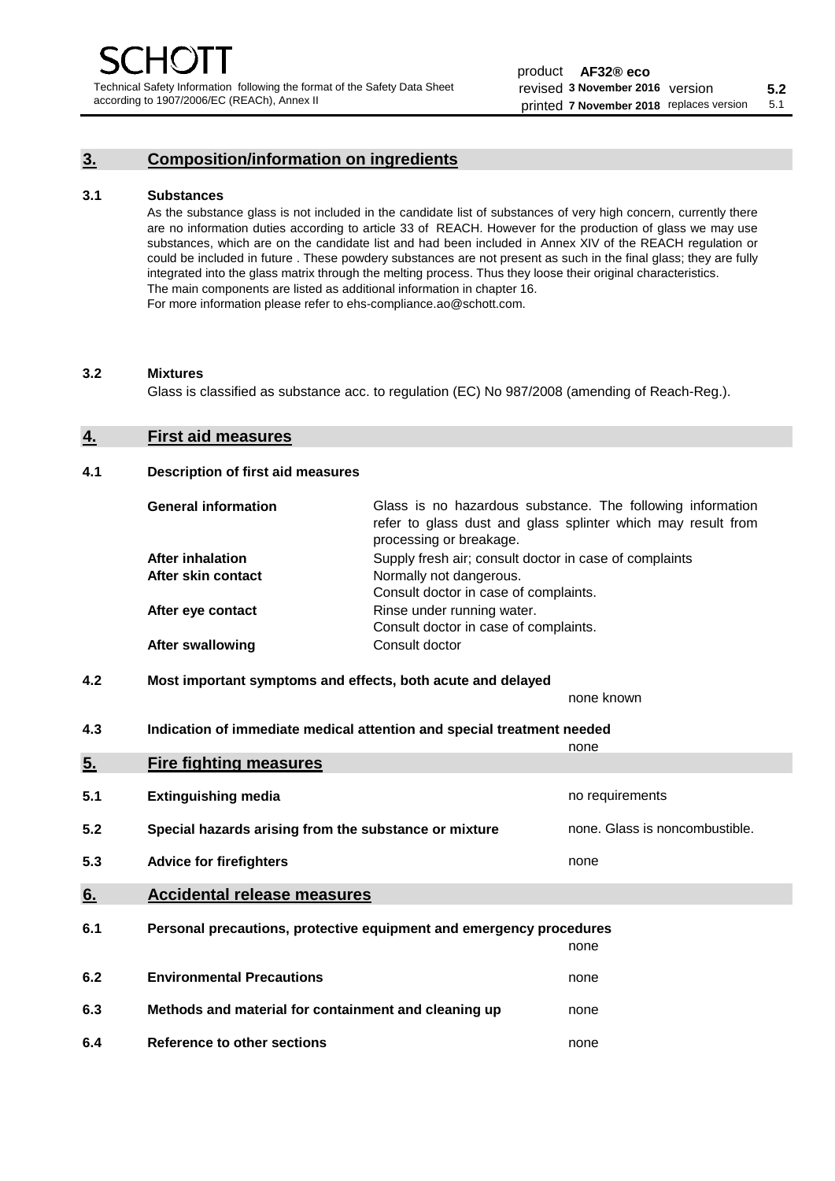## 3. Composition/information on ingredients

### 3.1 Substances

As the substance glass is not included in the candidate list of substances of very high concern, currently there are no information duties according to article 33 of REACH. However for the production of glass we may use substances, which are on the candidate list and had been included in Annex XIV of the REACH regulation or could be included in future . These powdery substances are not present as such in the final glass; they are fully integrated into the glass matrix through the melting process. Thus they loose their original characteristics. The main components are listed as additional information in chapter 16.
For more information please refer to ehs-compliance.ao@schott.com.

### 3.2 Mixtures

Glass is classified as substance acc. to regulation (EC) No 987/2008 (amending of Reach-Reg.).

## 4. First aid measures

### 4.1 Description of first aid measures

| | |
|---|---|
| **General information** | Glass is no hazardous substance. The following information refer to glass dust and glass splinter which may result from processing or breakage. |
| **After inhalation** | Supply fresh air; consult doctor in case of complaints |
| **After skin contact** | Normally not dangerous. Consult doctor in case of complaints. |
| **After eye contact** | Rinse under running water. Consult doctor in case of complaints. |
| **After swallowing** | Consult doctor |

### 4.2 Most important symptoms and effects, both acute and delayed

none known

### 4.3 Indication of immediate medical attention and special treatment needed

none

## 5. Fire fighting measures

| | | |
|---|---|---|
| 5.1 | **Extinguishing media** | no requirements |
| 5.2 | **Special hazards arising from the substance or mixture** | none. Glass is noncombustible. |
| 5.3 | **Advice for firefighters** | none |

## 6. Accidental release measures

| | | |
|---|---|---|
| 6.1 | **Personal precautions, protective equipment and emergency procedures** | none |
| 6.2 | **Environmental Precautions** | none |
| 6.3 | **Methods and material for containment and cleaning up** | none |
| 6.4 | **Reference to other sections** | none |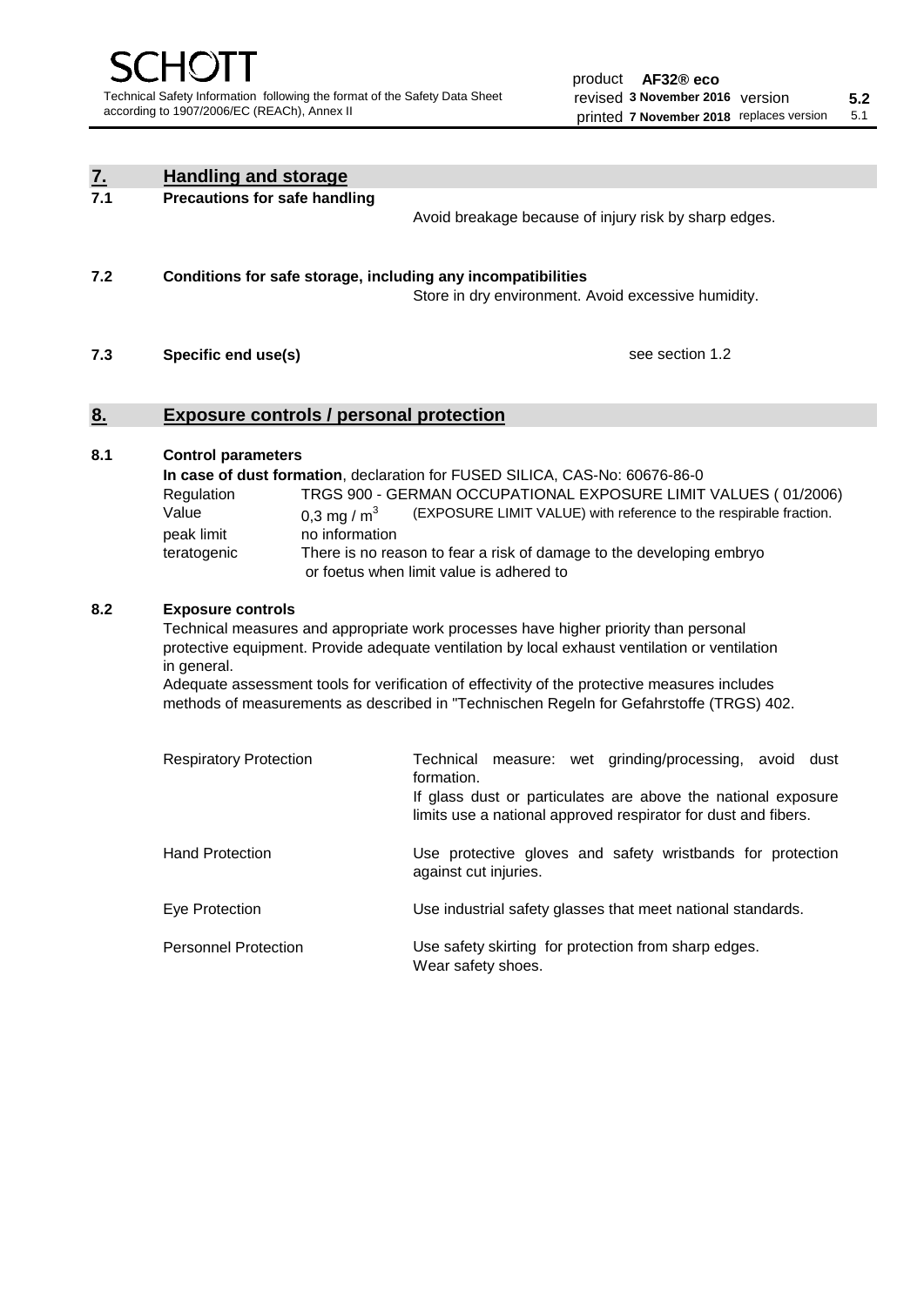## 7. Handling and storage

**7.1 Precautions for safe handling**

Avoid breakage because of injury risk by sharp edges.

**7.2 Conditions for safe storage, including any incompatibilities**

Store in dry environment. Avoid excessive humidity.

**7.3 Specific end use(s)**

see section 1.2

## 8. Exposure controls / personal protection

**8.1 Control parameters**

**In case of dust formation**, declaration for FUSED SILICA, CAS-No: 60676-86-0

| | |
|---|---|
| Regulation | TRGS 900 - GERMAN OCCUPATIONAL EXPOSURE LIMIT VALUES ( 01/2006) |
| Value | 0,3 mg / $m^3$ (EXPOSURE LIMIT VALUE) with reference to the respirable fraction. |
| peak limit | no information |
| teratogenic | There is no reason to fear a risk of damage to the developing embryo or foetus when limit value is adhered to |

**8.2 Exposure controls**

Technical measures and appropriate work processes have higher priority than personal protective equipment. Provide adequate ventilation by local exhaust ventilation or ventilation in general.

Adequate assessment tools for verification of effectivity of the protective measures includes methods of measurements as described in "Technischen Regeln for Gefahrstoffe (TRGS) 402.

| | |
|---|---|
| Respiratory Protection | Technical measure: wet grinding/processing, avoid dust formation. If glass dust or particulates are above the national exposure limits use a national approved respirator for dust and fibers. |
| Hand Protection | Use protective gloves and safety wristbands for protection against cut injuries. |
| Eye Protection | Use industrial safety glasses that meet national standards. |
| Personnel Protection | Use safety skirting for protection from sharp edges. Wear safety shoes. |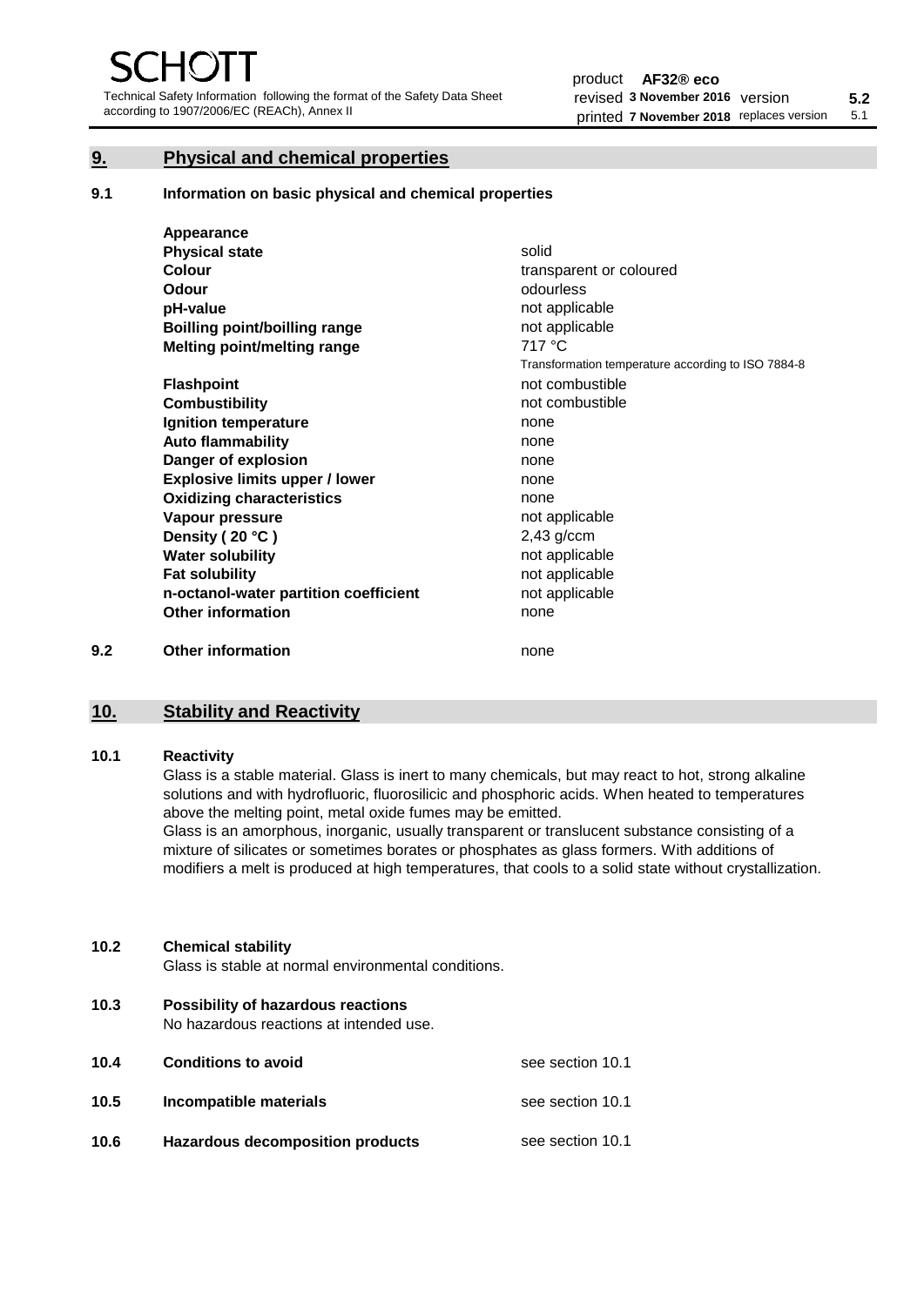## 9. Physical and chemical properties

### 9.1 Information on basic physical and chemical properties

| | |
|---|---|
| **Appearance** | |
| **Physical state** | solid |
| **Colour** | transparent or coloured |
| **Odour** | odourless |
| **pH-value** | not applicable |
| **Boilling point/boilling range** | not applicable |
| **Melting point/melting range** | 717 °C<br>Transformation temperature according to ISO 7884-8 |
| **Flashpoint** | not combustible |
| **Combustibility** | not combustible |
| **Ignition temperature** | none |
| **Auto flammability** | none |
| **Danger of explosion** | none |
| **Explosive limits upper / lower** | none |
| **Oxidizing characteristics** | none |
| **Vapour pressure** | not applicable |
| **Density ( 20 °C )** | 2,43 g/ccm |
| **Water solubility** | not applicable |
| **Fat solubility** | not applicable |
| **n-octanol-water partition coefficient** | not applicable |
| **Other information** | none |

### 9.2 Other information

none

## 10. Stability and Reactivity

### 10.1 Reactivity

Glass is a stable material. Glass is inert to many chemicals, but may react to hot, strong alkaline solutions and with hydrofluoric, fluorosilicic and phosphoric acids. When heated to temperatures above the melting point, metal oxide fumes may be emitted.

Glass is an amorphous, inorganic, usually transparent or translucent substance consisting of a mixture of silicates or sometimes borates or phosphates as glass formers. With additions of modifiers a melt is produced at high temperatures, that cools to a solid state without crystallization.

### 10.2 Chemical stability

Glass is stable at normal environmental conditions.

### 10.3 Possibility of hazardous reactions

No hazardous reactions at intended use.

### 10.4 Conditions to avoid

see section 10.1

### 10.5 Incompatible materials

see section 10.1

### 10.6 Hazardous decomposition products

see section 10.1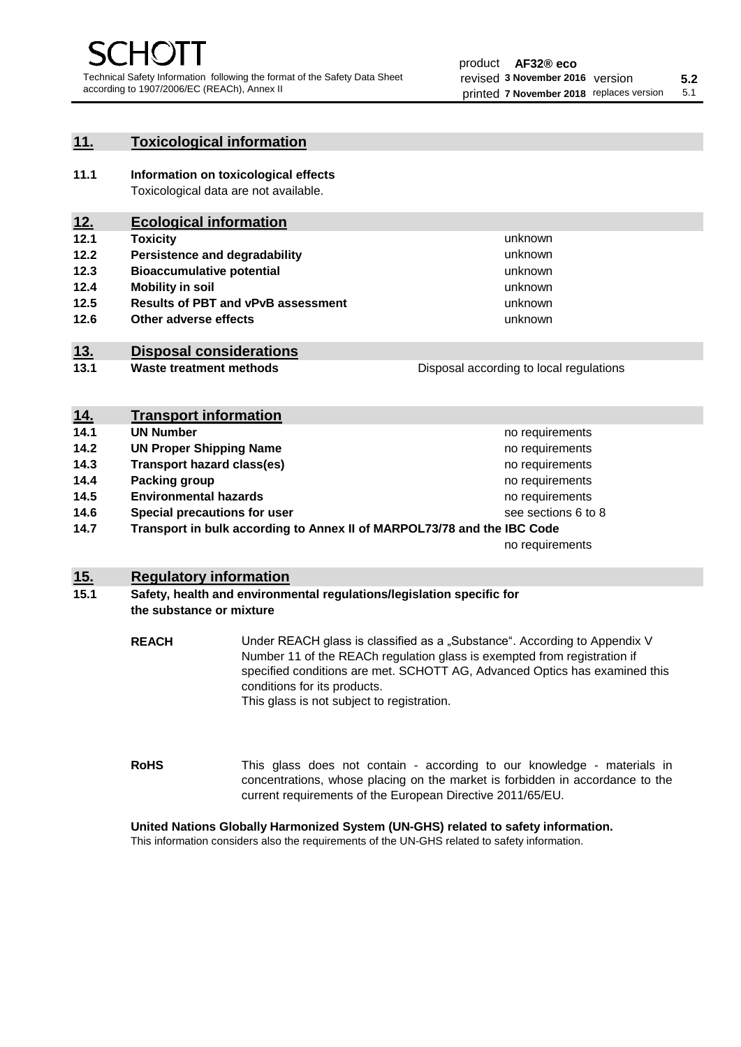## 11. Toxicological information

**11.1 Information on toxicological effects**

Toxicological data are not available.

## 12. Ecological information

| | | |
|---|---|---|
| **12.1** | **Toxicity** | unknown |
| **12.2** | **Persistence and degradability** | unknown |
| **12.3** | **Bioaccumulative potential** | unknown |
| **12.4** | **Mobility in soil** | unknown |
| **12.5** | **Results of PBT and vPvB assessment** | unknown |
| **12.6** | **Other adverse effects** | unknown |

## 13. Disposal considerations

| | | |
|---|---|---|
| **13.1** | **Waste treatment methods** | Disposal according to local regulations |

## 14. Transport information

| | | |
|---|---|---|
| **14.1** | **UN Number** | no requirements |
| **14.2** | **UN Proper Shipping Name** | no requirements |
| **14.3** | **Transport hazard class(es)** | no requirements |
| **14.4** | **Packing group** | no requirements |
| **14.5** | **Environmental hazards** | no requirements |
| **14.6** | **Special precautions for user** | see sections 6 to 8 |
| **14.7** | **Transport in bulk according to Annex II of MARPOL73/78 and the IBC Code** | no requirements |

## 15. Regulatory information

**15.1 Safety, health and environmental regulations/legislation specific for the substance or mixture**

**REACH** Under REACH glass is classified as a „Substance“. According to Appendix V Number 11 of the REACh regulation glass is exempted from registration if specified conditions are met. SCHOTT AG, Advanced Optics has examined this conditions for its products.
This glass is not subject to registration.

**RoHS** This glass does not contain - according to our knowledge - materials in concentrations, whose placing on the market is forbidden in accordance to the current requirements of the European Directive 2011/65/EU.

**United Nations Globally Harmonized System (UN-GHS) related to safety information.**

This information considers also the requirements of the UN-GHS related to safety information.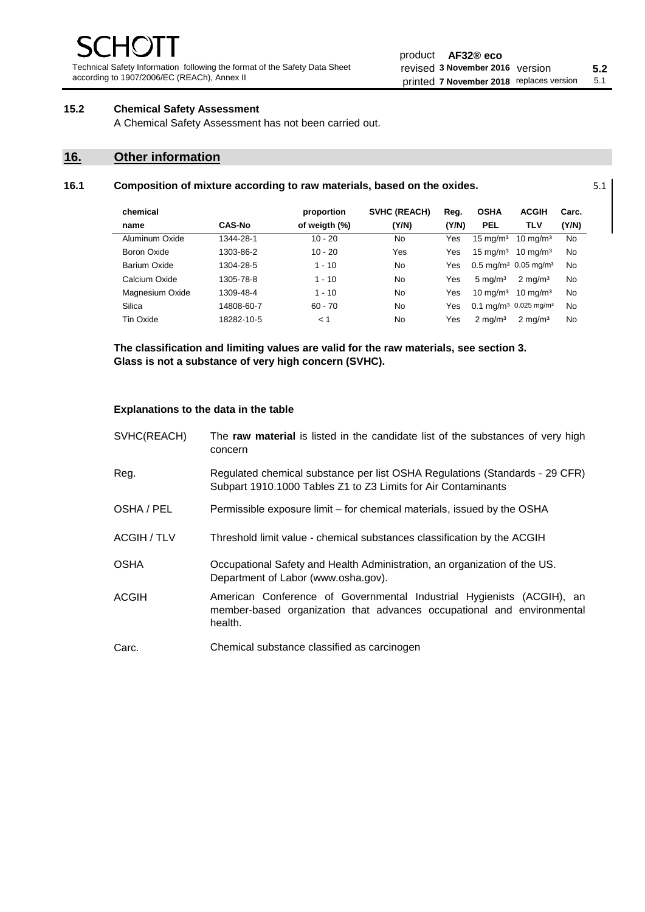### 15.2 Chemical Safety Assessment

A Chemical Safety Assessment has not been carried out.

## 16. Other information

### 16.1 Composition of mixture according to raw materials, based on the oxides. 5.1

| chemical name | CAS-No | proportion of weigth (%) | SVHC (REACH) (Y/N) | Reg. (Y/N) | OSHA PEL | ACGIH TLV | Carc. (Y/N) |
|---|---|---|---|---|---|---|---|
| Aluminum Oxide | 1344-28-1 | 10 - 20 | No | Yes | 15 mg/m³ | 10 mg/m³ | No |
| Boron Oxide | 1303-86-2 | 10 - 20 | Yes | Yes | 15 mg/m³ | 10 mg/m³ | No |
| Barium Oxide | 1304-28-5 | 1 - 10 | No | Yes | 0.5 mg/m³ | 0.05 mg/m³ | No |
| Calcium Oxide | 1305-78-8 | 1 - 10 | No | Yes | 5 mg/m³ | 2 mg/m³ | No |
| Magnesium Oxide | 1309-48-4 | 1 - 10 | No | Yes | 10 mg/m³ | 10 mg/m³ | No |
| Silica | 14808-60-7 | 60 - 70 | No | Yes | 0.1 mg/m³ | 0.025 mg/m³ | No |
| Tin Oxide | 18282-10-5 | < 1 | No | Yes | 2 mg/m³ | 2 mg/m³ | No |

**The classification and limiting values are valid for the raw materials, see section 3.**
**Glass is not a substance of very high concern (SVHC).**

**Explanations to the data in the table**

| | |
|---|---|
| SVHC(REACH) | The **raw material** is listed in the candidate list of the substances of very high concern |
| Reg. | Regulated chemical substance per list OSHA Regulations (Standards - 29 CFR) Subpart 1910.1000 Tables Z1 to Z3 Limits for Air Contaminants |
| OSHA / PEL | Permissible exposure limit – for chemical materials, issued by the OSHA |
| ACGIH / TLV | Threshold limit value - chemical substances classification by the ACGIH |
| OSHA | Occupational Safety and Health Administration, an organization of the US. Department of Labor (www.osha.gov). |
| ACGIH | American Conference of Governmental Industrial Hygienists (ACGIH), an member-based organization that advances occupational and environmental health. |
| Carc. | Chemical substance classified as carcinogen |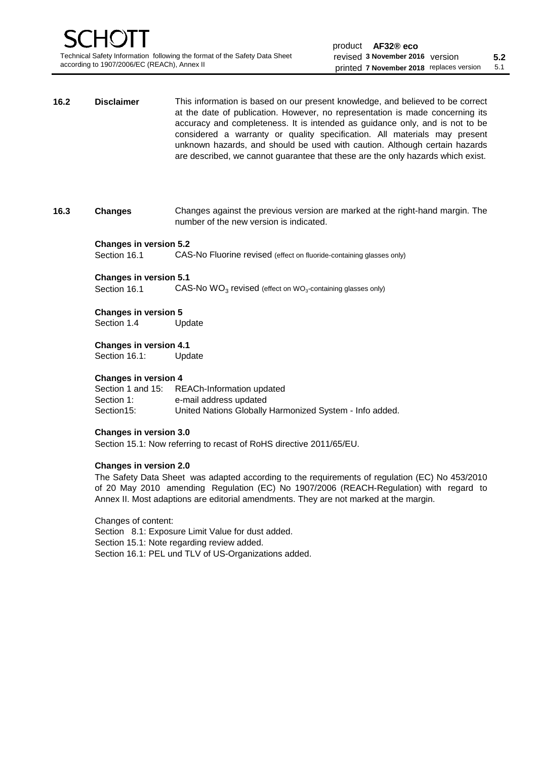**16.2 Disclaimer**

This information is based on our present knowledge, and believed to be correct at the date of publication. However, no representation is made concerning its accuracy and completeness. It is intended as guidance only, and is not to be considered a warranty or quality specification. All materials may present unknown hazards, and should be used with caution. Although certain hazards are described, we cannot guarantee that these are the only hazards which exist.

**16.3 Changes**

Changes against the previous version are marked at the right-hand margin. The number of the new version is indicated.

**Changes in version 5.2**

Section 16.1 CAS-No Fluorine revised (effect on fluoride-containing glasses only)

**Changes in version 5.1**

Section 16.1 CAS-No $WO_3$ revised (effect on $WO_3$-containing glasses only)

**Changes in version 5**

Section 1.4 Update

**Changes in version 4.1**

Section 16.1: Update

**Changes in version 4**

Section 1 and 15: REACh-Information updated
Section 1: e-mail address updated
Section15: United Nations Globally Harmonized System - Info added.

**Changes in version 3.0**

Section 15.1: Now referring to recast of RoHS directive 2011/65/EU.

**Changes in version 2.0**

The Safety Data Sheet was adapted according to the requirements of regulation (EC) No 453/2010 of 20 May 2010 amending Regulation (EC) No 1907/2006 (REACH-Regulation) with regard to Annex II. Most adaptions are editorial amendments. They are not marked at the margin.

Changes of content:
Section 8.1: Exposure Limit Value for dust added.
Section 15.1: Note regarding review added.
Section 16.1: PEL und TLV of US-Organizations added.